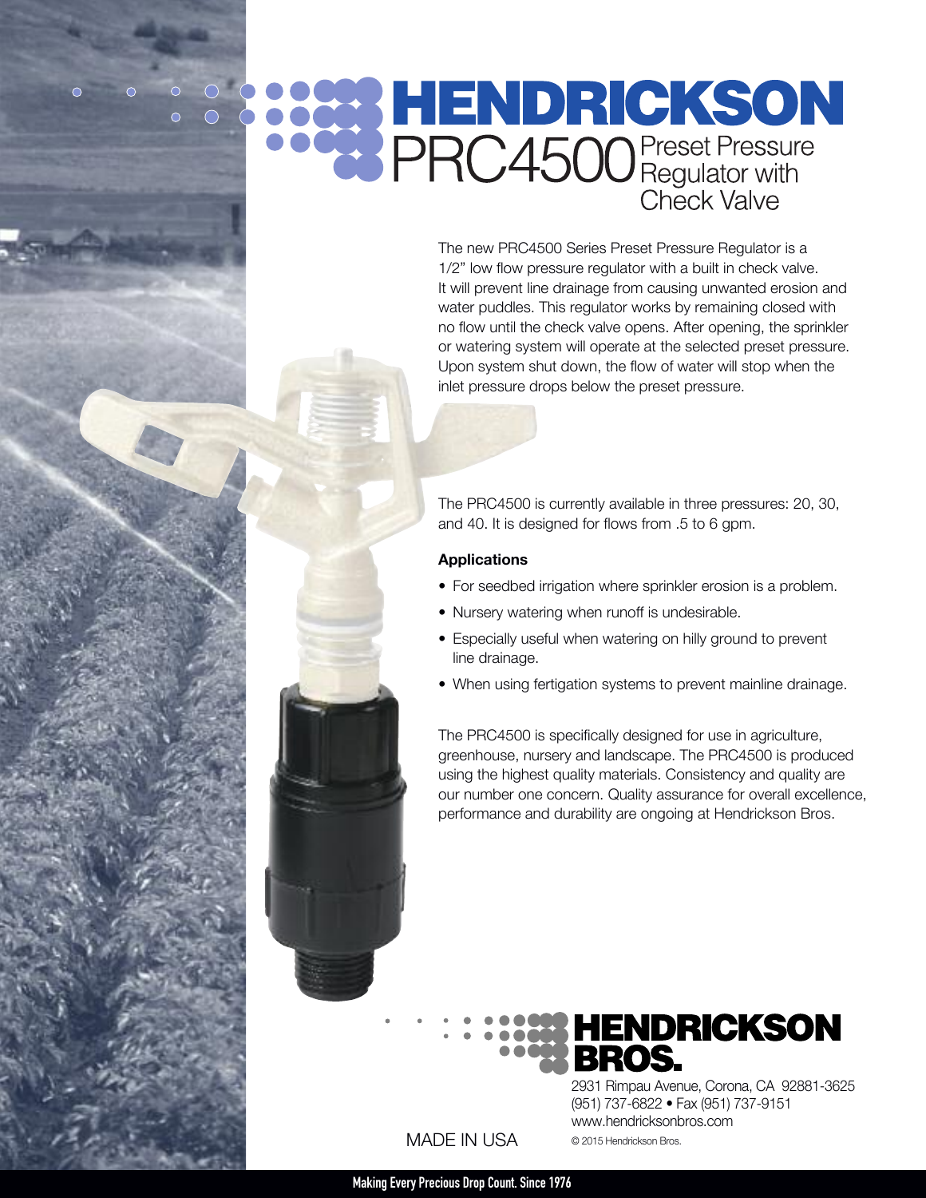# HENDRICKSON

## PRC4500 Preset Pressure Regulator with Check Valve

The new PRC4500 Series Preset Pressure Regulator is a 1/2" low flow pressure regulator with a built in check valve. It will prevent line drainage from causing unwanted erosion and water puddles. This regulator works by remaining closed with no flow until the check valve opens. After opening, the sprinkler or watering system will operate at the selected preset pressure. Upon system shut down, the flow of water will stop when the inlet pressure drops below the preset pressure.

The PRC4500 is currently available in three pressures: 20, 30, and 40. It is designed for flows from .5 to 6 gpm.

**Applications**

- For seedbed irrigation where sprinkler erosion is a problem.
- Nursery watering when runoff is undesirable.
- Especially useful when watering on hilly ground to prevent line drainage.
- When using fertigation systems to prevent mainline drainage.

The PRC4500 is specifically designed for use in agriculture, greenhouse, nursery and landscape. The PRC4500 is produced using the highest quality materials. Consistency and quality are our number one concern. Quality assurance for overall excellence, performance and durability are ongoing at Hendrickson Bros.

**HENDRICKSON BROS.**

2931 Rimpau Avenue, Corona, CA 92881-3625
(951) 737-6822 • Fax (951) 737-9151
www.hendricksonbros.com

MADE IN USA

© 2015 Hendrickson Bros.

Making Every Precious Drop Count. Since 1976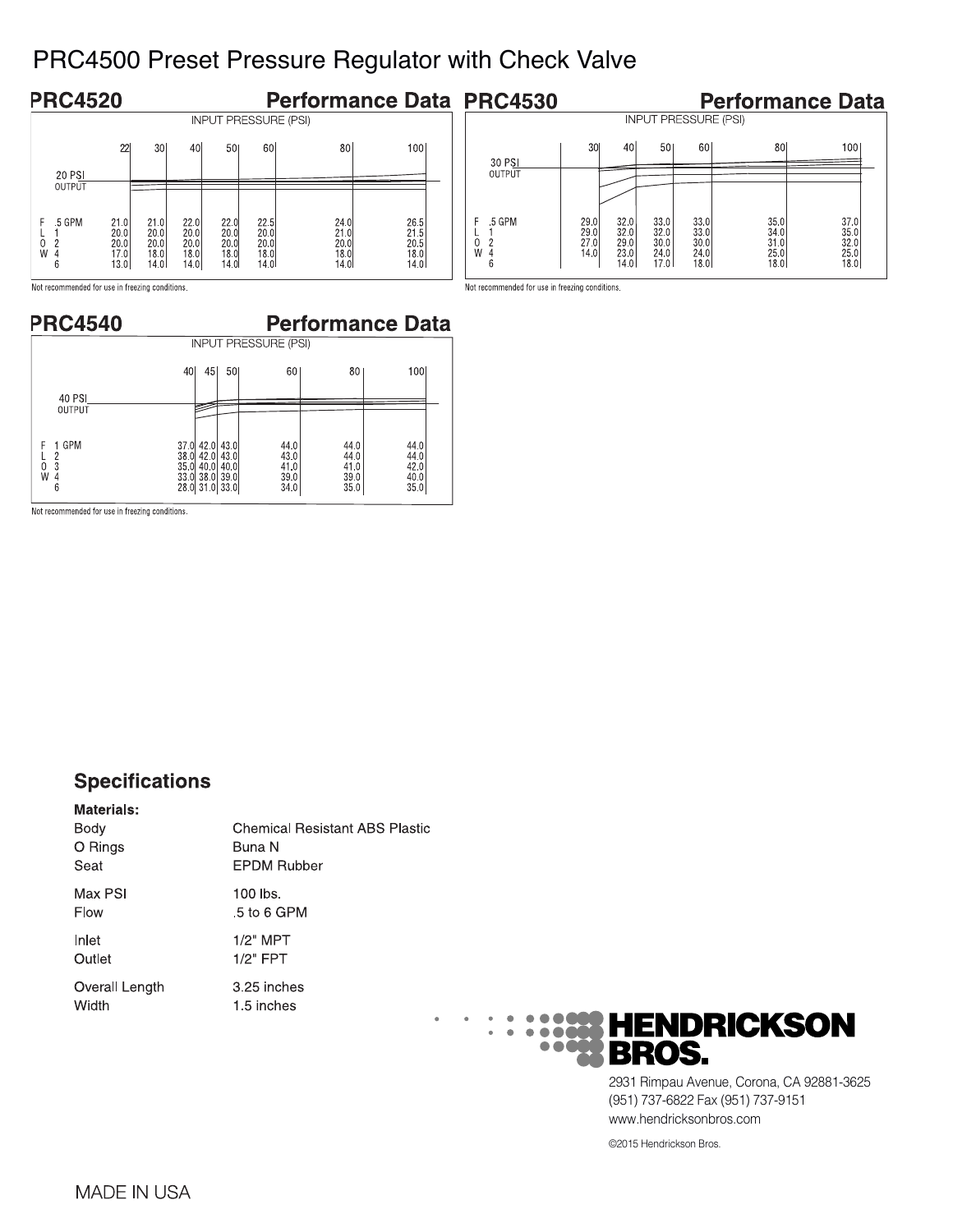# PRC4500 Preset Pressure Regulator with Check Valve

## PRC4520 Performance Data

INPUT PRESSURE (PSI)

22 30 40 50 60 80 100

20 PSI OUTPUT

FLOW

.5 GPM 21.0 21.0 22.0 22.0 22.5 24.0 26.5

1 20.0 20.0 20.0 20.0 20.0 21.0 21.5

2 20.0 20.0 20.0 20.0 20.0 20.0 20.5

4 17.0 18.0 18.0 18.0 18.0 18.0 18.0

6 13.0 14.0 14.0 14.0 14.0 14.0 14.0

Not recommended for use in freezing conditions.

## PRC4530 Performance Data

INPUT PRESSURE (PSI)

30 40 50 60 80 100

30 PSI OUTPUT

FLOW

.5 GPM 29.0 32.0 33.0 33.0 35.0 37.0

1 29.0 32.0 32.0 33.0 34.0 35.0

2 27.0 29.0 30.0 30.0 31.0 32.0

4 14.0 23.0 24.0 24.0 25.0 25.0

6 14.0 17.0 18.0 18.0 18.0

Not recommended for use in freezing conditions.

## PRC4540 Performance Data

INPUT PRESSURE (PSI)

40 45 50 60 80 100

40 PSI OUTPUT

FLOW

1 GPM 37.0 42.0 43.0 44.0 44.0 44.0

2 38.0 42.0 43.0 43.0 44.0 44.0

3 35.0 40.0 40.0 41.0 41.0 42.0

4 33.0 38.0 39.0 39.0 39.0 40.0

6 28.0 31.0 33.0 34.0 35.0 35.0

Not recommended for use in freezing conditions.

## Specifications

**Materials:**

| | |
|---|---|
| Body | Chemical Resistant ABS Plastic |
| O Rings | Buna N |
| Seat | EPDM Rubber |
| Max PSI | 100 lbs. |
| Flow | .5 to 6 GPM |
| Inlet | 1/2" MPT |
| Outlet | 1/2" FPT |
| Overall Length | 3.25 inches |
| Width | 1.5 inches |

**HENDRICKSON BROS.**

2931 Rimpau Avenue, Corona, CA 92881-3625
(951) 737-6822 Fax (951) 737-9151
www.hendricksonbros.com

©2015 Hendrickson Bros.

MADE IN USA